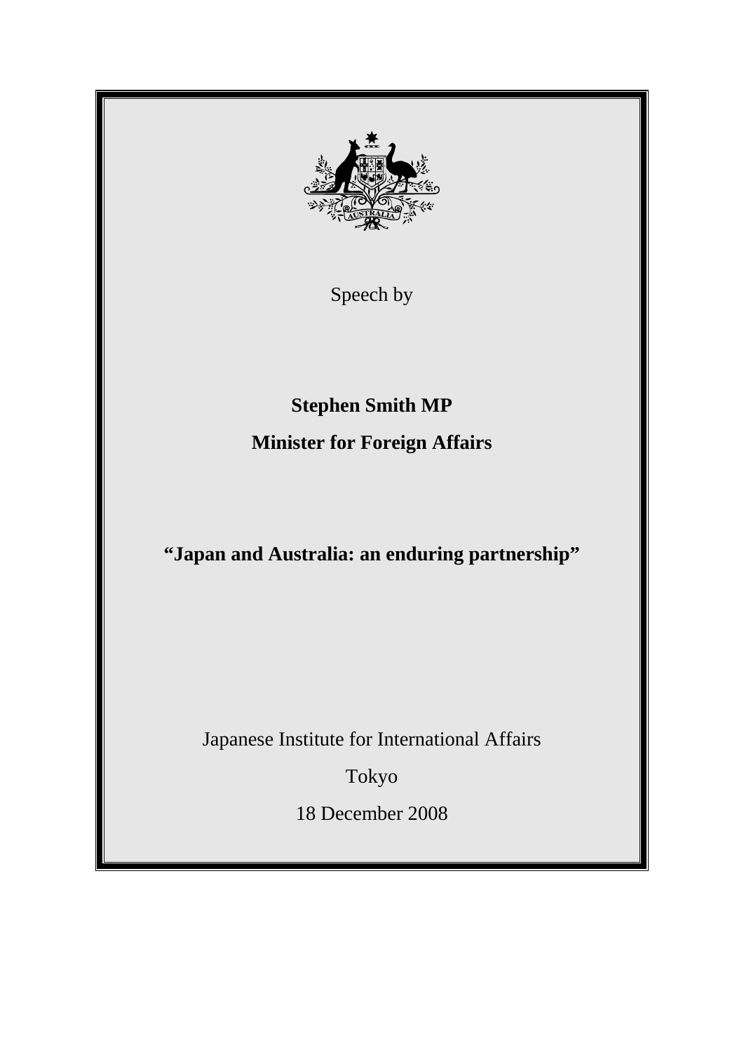Speech by

**Stephen Smith MP**

**Minister for Foreign Affairs**

# "Japan and Australia: an enduring partnership"

Japanese Institute for International Affairs

Tokyo

18 December 2008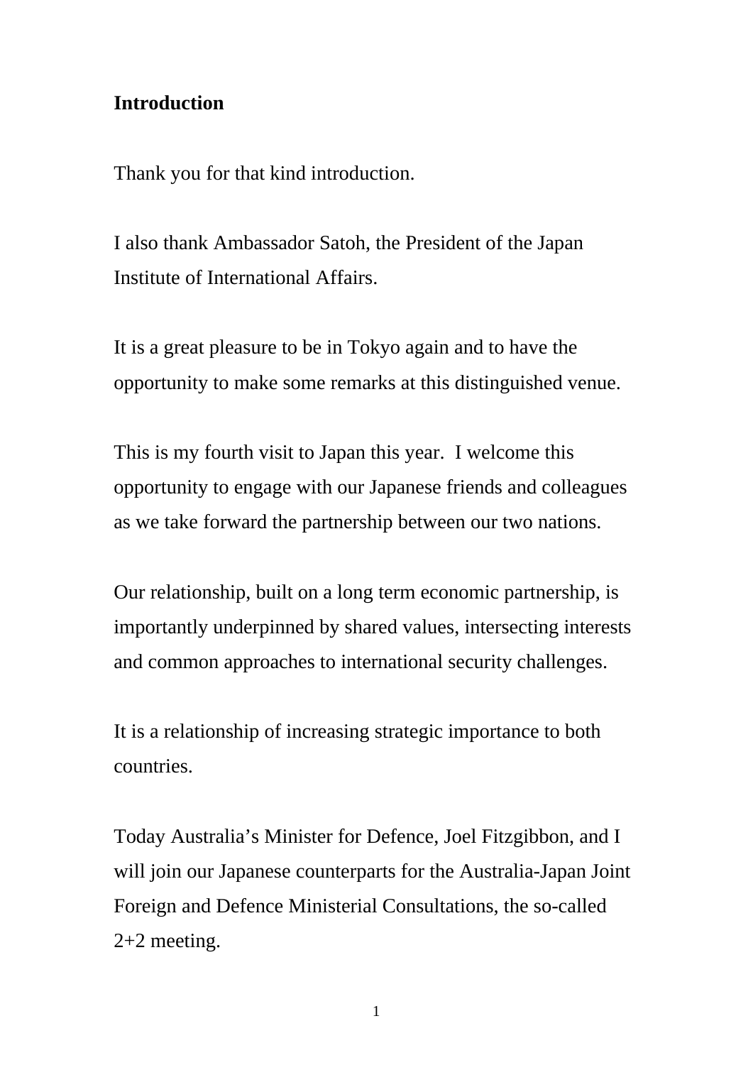**Introduction**

Thank you for that kind introduction.

I also thank Ambassador Satoh, the President of the Japan Institute of International Affairs.

It is a great pleasure to be in Tokyo again and to have the opportunity to make some remarks at this distinguished venue.

This is my fourth visit to Japan this year. I welcome this opportunity to engage with our Japanese friends and colleagues as we take forward the partnership between our two nations.

Our relationship, built on a long term economic partnership, is importantly underpinned by shared values, intersecting interests and common approaches to international security challenges.

It is a relationship of increasing strategic importance to both countries.

Today Australia's Minister for Defence, Joel Fitzgibbon, and I will join our Japanese counterparts for the Australia-Japan Joint Foreign and Defence Ministerial Consultations, the so-called 2+2 meeting.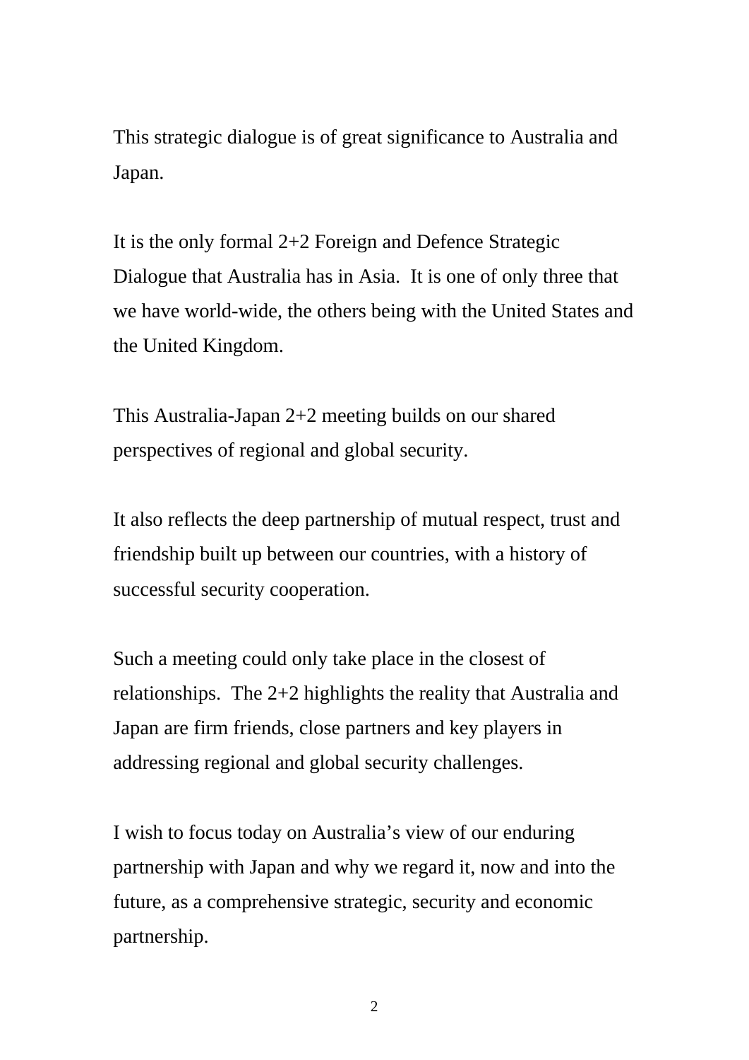This strategic dialogue is of great significance to Australia and Japan.

It is the only formal 2+2 Foreign and Defence Strategic Dialogue that Australia has in Asia. It is one of only three that we have world-wide, the others being with the United States and the United Kingdom.

This Australia-Japan 2+2 meeting builds on our shared perspectives of regional and global security.

It also reflects the deep partnership of mutual respect, trust and friendship built up between our countries, with a history of successful security cooperation.

Such a meeting could only take place in the closest of relationships. The 2+2 highlights the reality that Australia and Japan are firm friends, close partners and key players in addressing regional and global security challenges.

I wish to focus today on Australia's view of our enduring partnership with Japan and why we regard it, now and into the future, as a comprehensive strategic, security and economic partnership.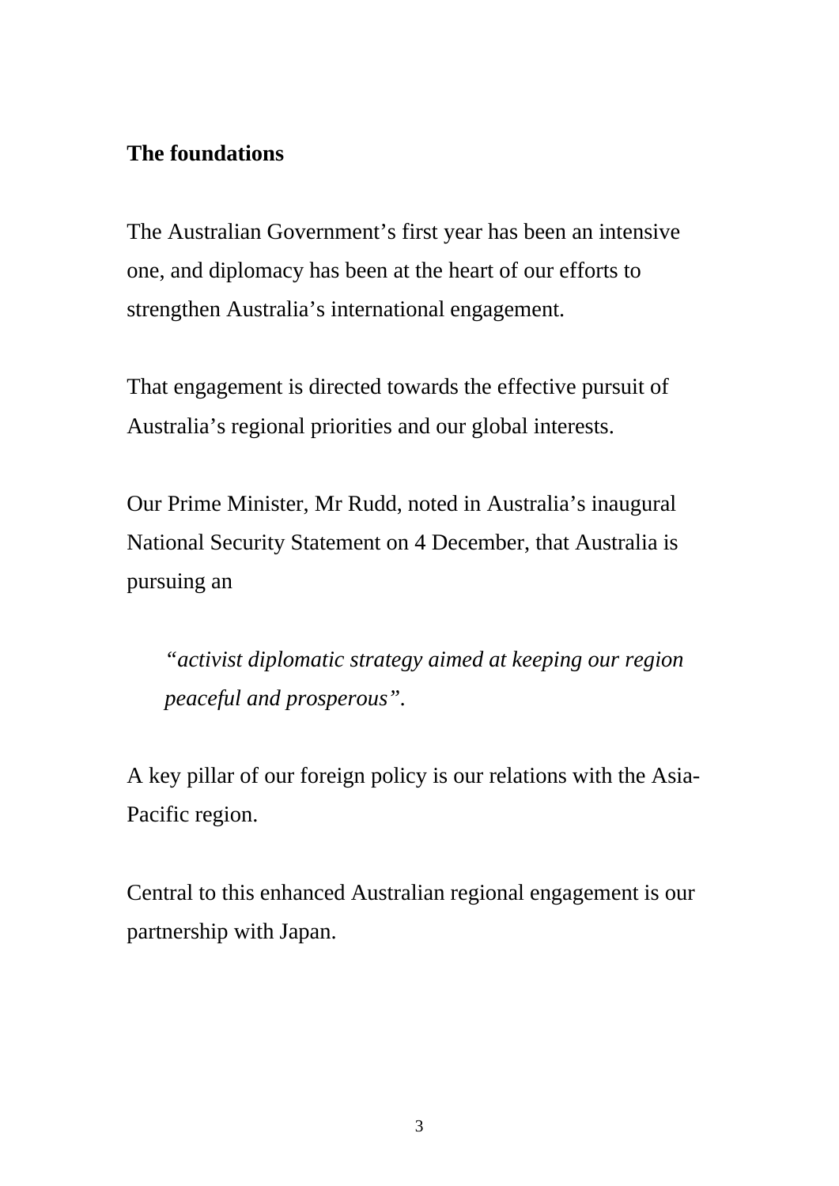**The foundations**

The Australian Government's first year has been an intensive one, and diplomacy has been at the heart of our efforts to strengthen Australia's international engagement.

That engagement is directed towards the effective pursuit of Australia's regional priorities and our global interests.

Our Prime Minister, Mr Rudd, noted in Australia's inaugural National Security Statement on 4 December, that Australia is pursuing an

> *"activist diplomatic strategy aimed at keeping our region peaceful and prosperous".*

A key pillar of our foreign policy is our relations with the Asia-Pacific region.

Central to this enhanced Australian regional engagement is our partnership with Japan.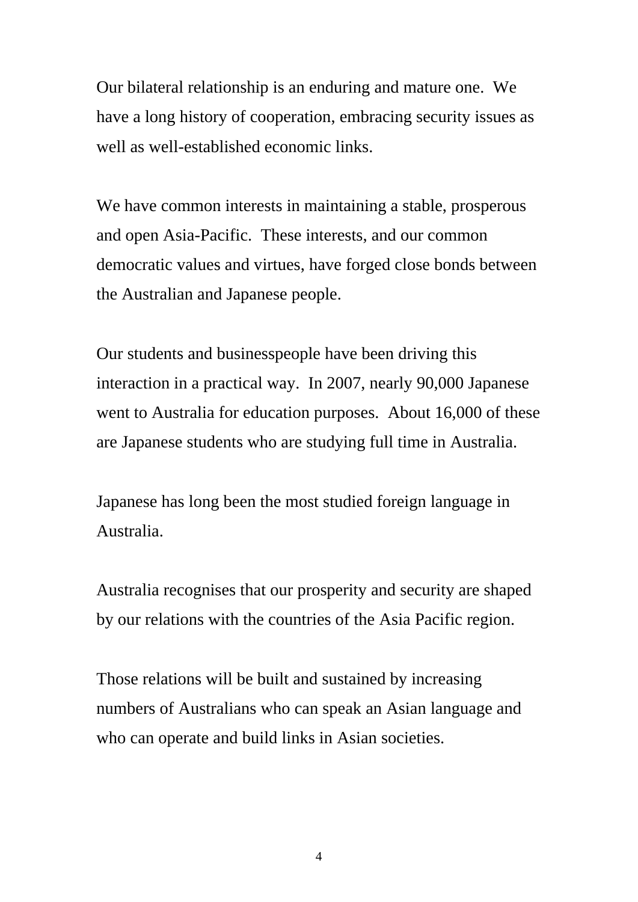Our bilateral relationship is an enduring and mature one.  We have a long history of cooperation, embracing security issues as well as well-established economic links.

We have common interests in maintaining a stable, prosperous and open Asia-Pacific.  These interests, and our common democratic values and virtues, have forged close bonds between the Australian and Japanese people.

Our students and businesspeople have been driving this interaction in a practical way.  In 2007, nearly 90,000 Japanese went to Australia for education purposes.  About 16,000 of these are Japanese students who are studying full time in Australia.

Japanese has long been the most studied foreign language in Australia.

Australia recognises that our prosperity and security are shaped by our relations with the countries of the Asia Pacific region.

Those relations will be built and sustained by increasing numbers of Australians who can speak an Asian language and who can operate and build links in Asian societies.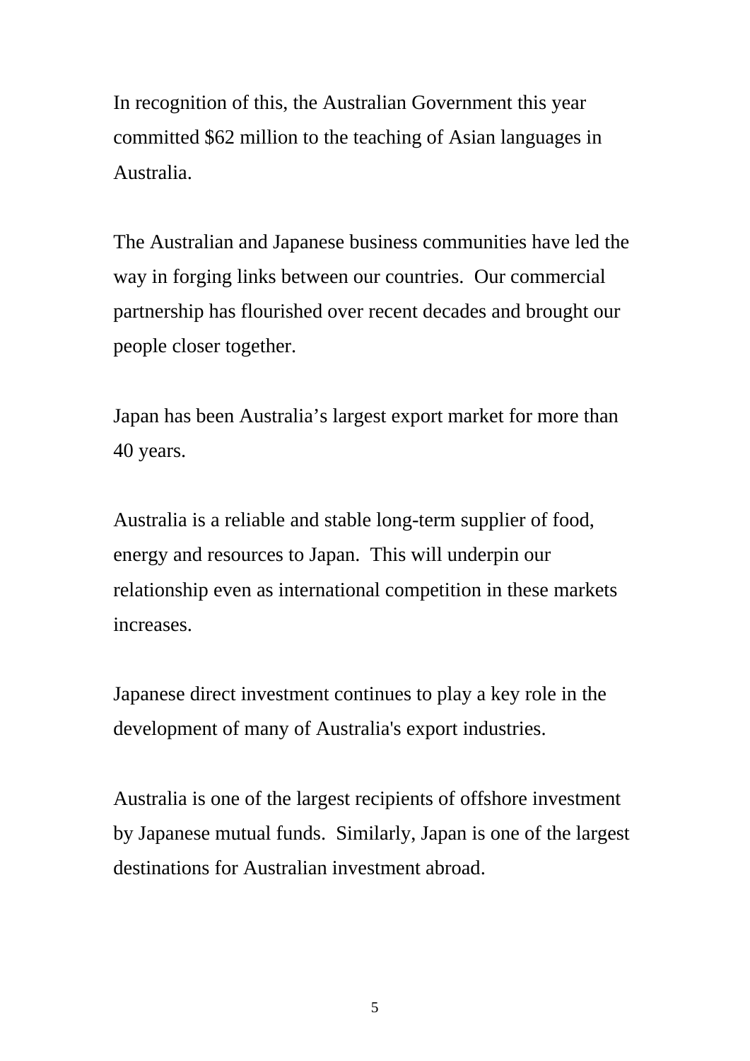In recognition of this, the Australian Government this year committed $62 million to the teaching of Asian languages in Australia.

The Australian and Japanese business communities have led the way in forging links between our countries. Our commercial partnership has flourished over recent decades and brought our people closer together.

Japan has been Australia’s largest export market for more than 40 years.

Australia is a reliable and stable long-term supplier of food, energy and resources to Japan. This will underpin our relationship even as international competition in these markets increases.

Japanese direct investment continues to play a key role in the development of many of Australia's export industries.

Australia is one of the largest recipients of offshore investment by Japanese mutual funds. Similarly, Japan is one of the largest destinations for Australian investment abroad.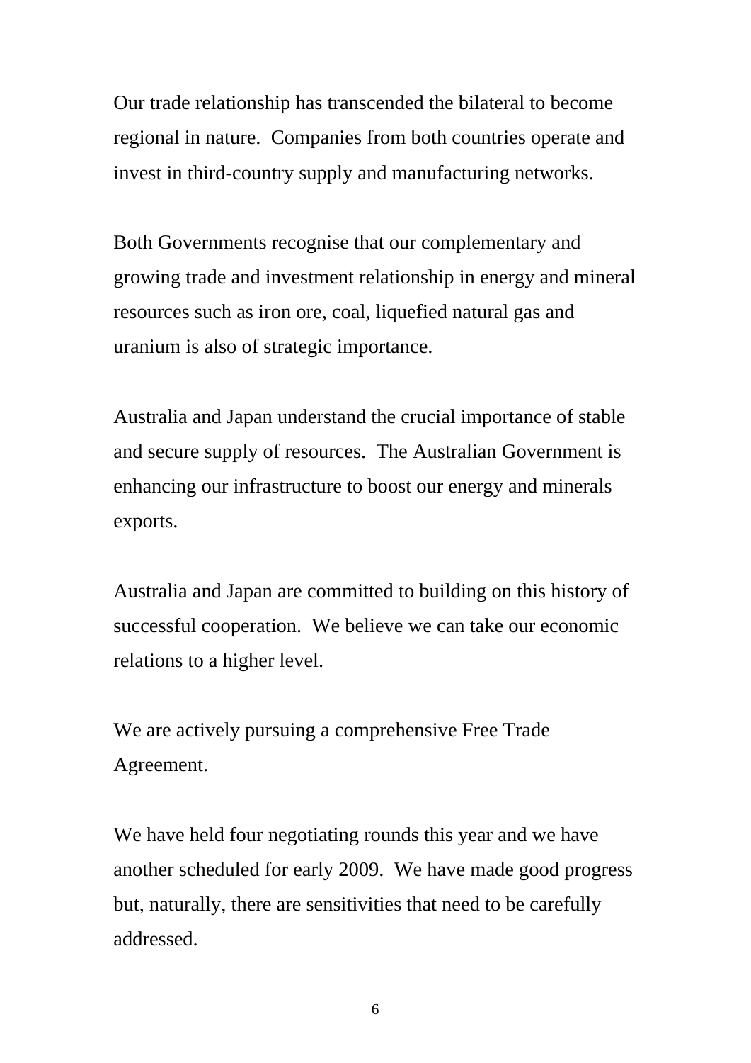Our trade relationship has transcended the bilateral to become regional in nature. Companies from both countries operate and invest in third-country supply and manufacturing networks.

Both Governments recognise that our complementary and growing trade and investment relationship in energy and mineral resources such as iron ore, coal, liquefied natural gas and uranium is also of strategic importance.

Australia and Japan understand the crucial importance of stable and secure supply of resources. The Australian Government is enhancing our infrastructure to boost our energy and minerals exports.

Australia and Japan are committed to building on this history of successful cooperation. We believe we can take our economic relations to a higher level.

We are actively pursuing a comprehensive Free Trade Agreement.

We have held four negotiating rounds this year and we have another scheduled for early 2009. We have made good progress but, naturally, there are sensitivities that need to be carefully addressed.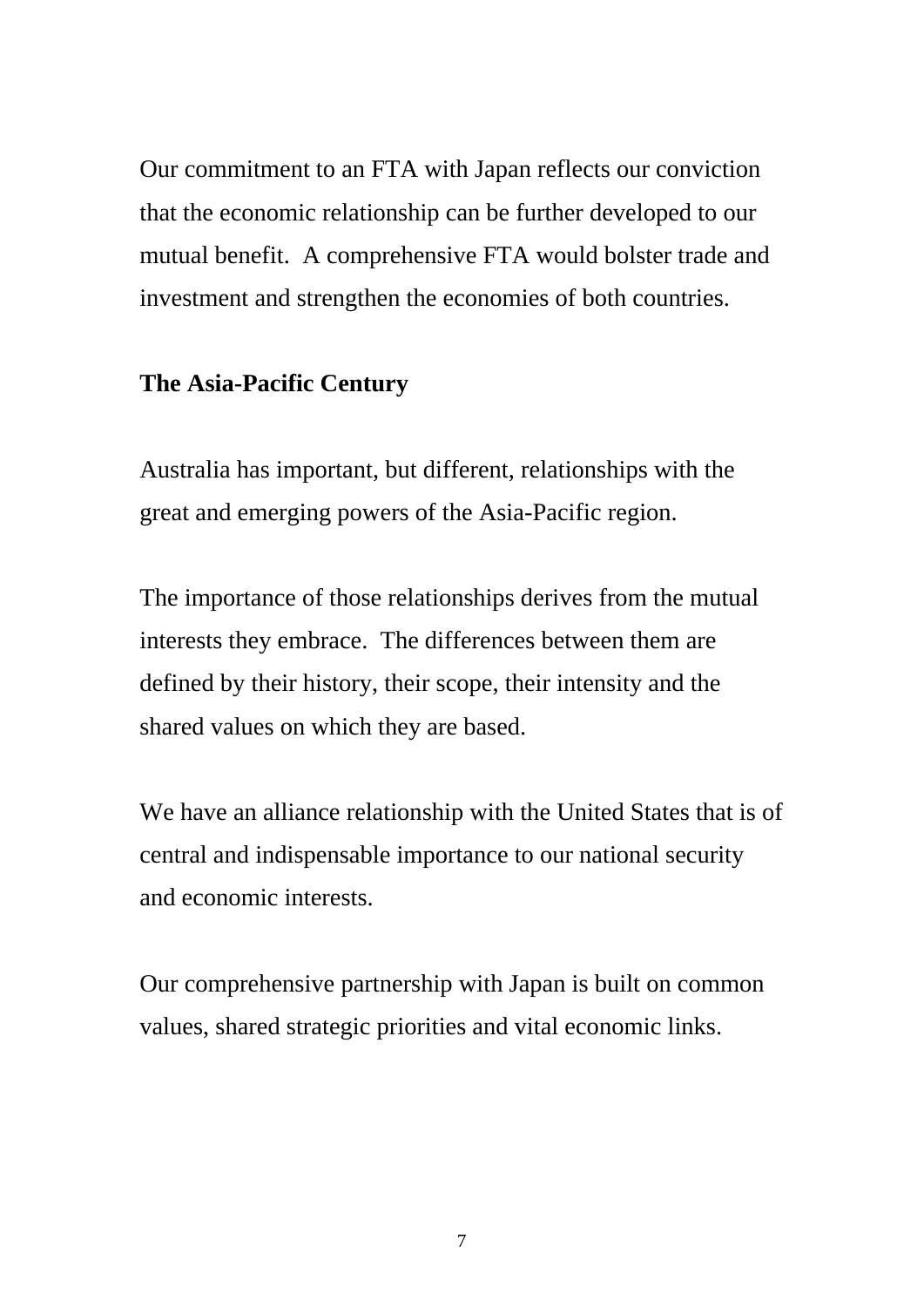Our commitment to an FTA with Japan reflects our conviction that the economic relationship can be further developed to our mutual benefit. A comprehensive FTA would bolster trade and investment and strengthen the economies of both countries.

## The Asia-Pacific Century

Australia has important, but different, relationships with the great and emerging powers of the Asia-Pacific region.

The importance of those relationships derives from the mutual interests they embrace. The differences between them are defined by their history, their scope, their intensity and the shared values on which they are based.

We have an alliance relationship with the United States that is of central and indispensable importance to our national security and economic interests.

Our comprehensive partnership with Japan is built on common values, shared strategic priorities and vital economic links.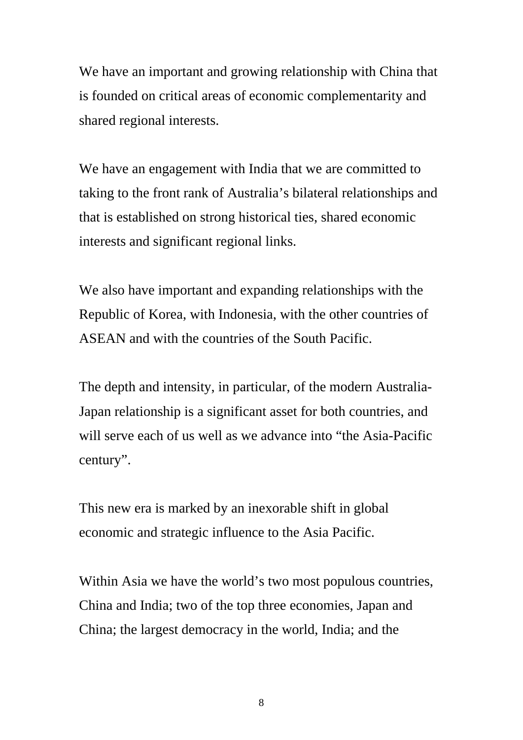We have an important and growing relationship with China that is founded on critical areas of economic complementarity and shared regional interests.

We have an engagement with India that we are committed to taking to the front rank of Australia's bilateral relationships and that is established on strong historical ties, shared economic interests and significant regional links.

We also have important and expanding relationships with the Republic of Korea, with Indonesia, with the other countries of ASEAN and with the countries of the South Pacific.

The depth and intensity, in particular, of the modern Australia-Japan relationship is a significant asset for both countries, and will serve each of us well as we advance into "the Asia-Pacific century".

This new era is marked by an inexorable shift in global economic and strategic influence to the Asia Pacific.

Within Asia we have the world's two most populous countries, China and India; two of the top three economies, Japan and China; the largest democracy in the world, India; and the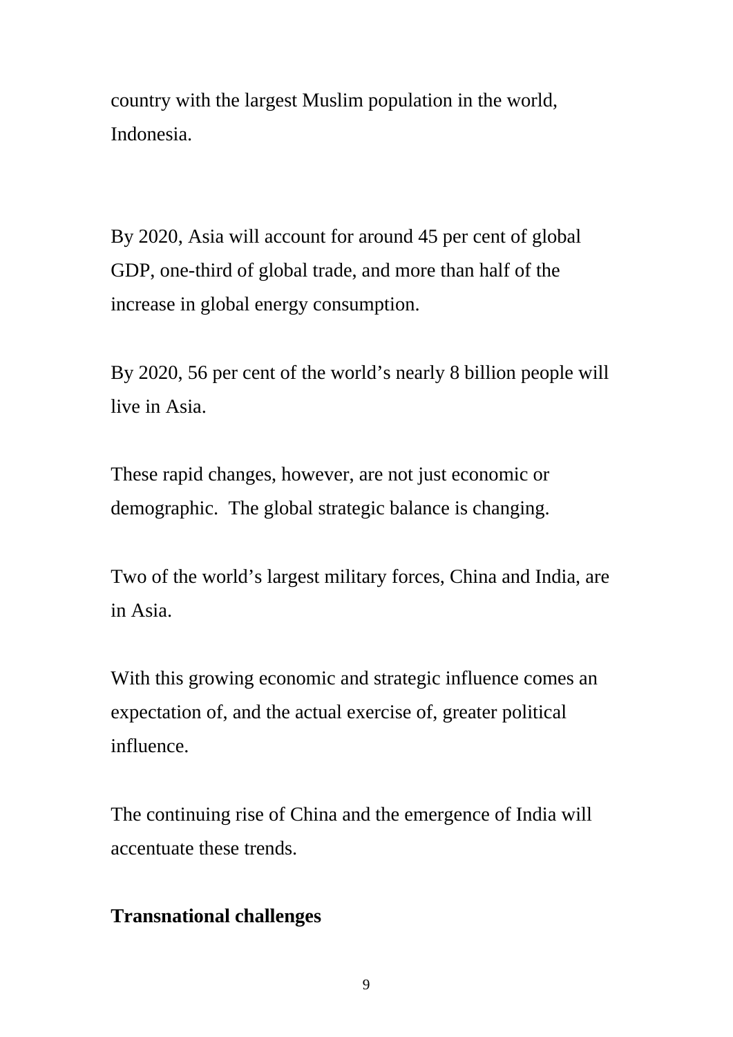country with the largest Muslim population in the world, Indonesia.

By 2020, Asia will account for around 45 per cent of global GDP, one-third of global trade, and more than half of the increase in global energy consumption.

By 2020, 56 per cent of the world's nearly 8 billion people will live in Asia.

These rapid changes, however, are not just economic or demographic.  The global strategic balance is changing.

Two of the world's largest military forces, China and India, are in Asia.

With this growing economic and strategic influence comes an expectation of, and the actual exercise of, greater political influence.

The continuing rise of China and the emergence of India will accentuate these trends.

**Transnational challenges**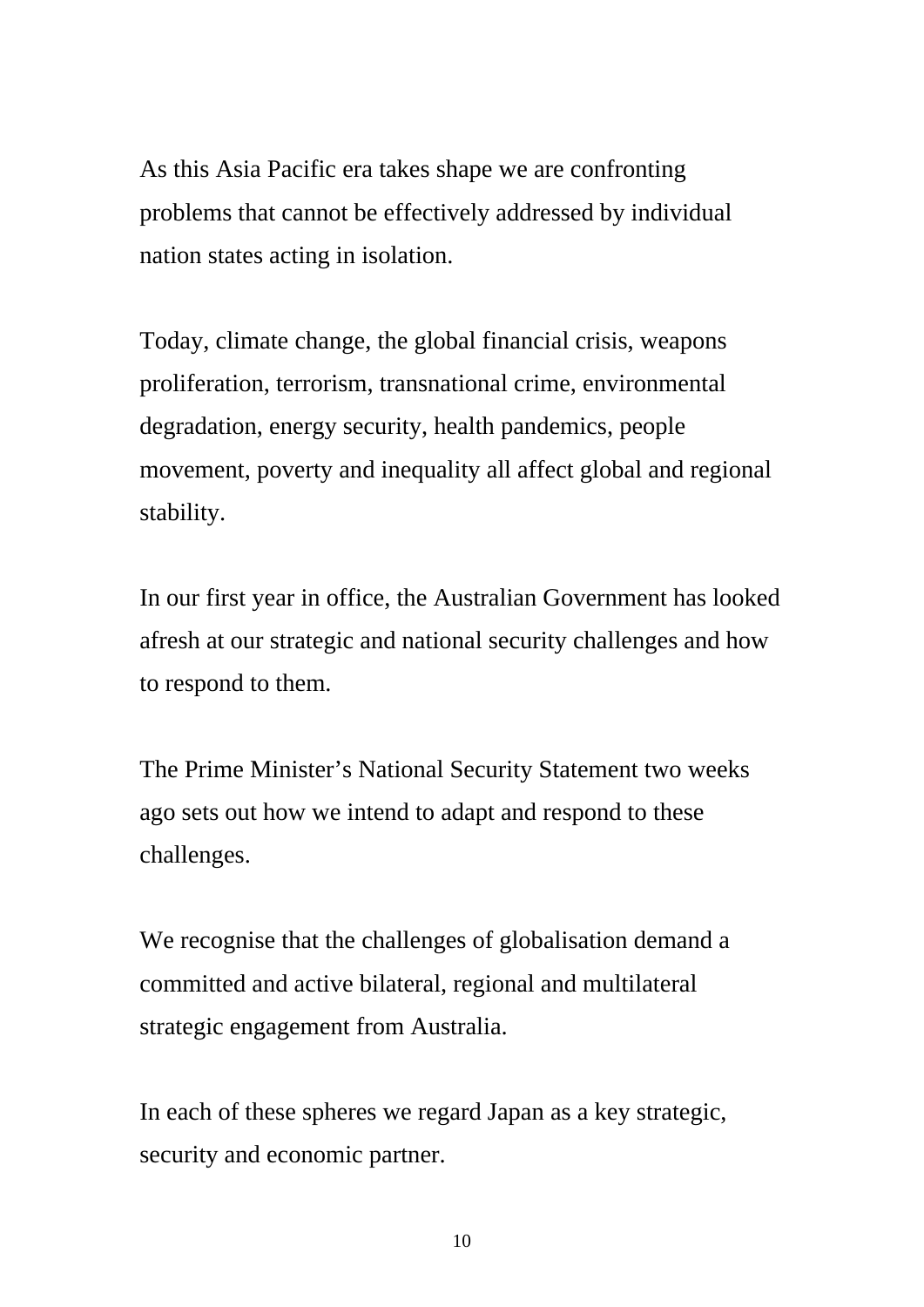As this Asia Pacific era takes shape we are confronting problems that cannot be effectively addressed by individual nation states acting in isolation.

Today, climate change, the global financial crisis, weapons proliferation, terrorism, transnational crime, environmental degradation, energy security, health pandemics, people movement, poverty and inequality all affect global and regional stability.

In our first year in office, the Australian Government has looked afresh at our strategic and national security challenges and how to respond to them.

The Prime Minister's National Security Statement two weeks ago sets out how we intend to adapt and respond to these challenges.

We recognise that the challenges of globalisation demand a committed and active bilateral, regional and multilateral strategic engagement from Australia.

In each of these spheres we regard Japan as a key strategic, security and economic partner.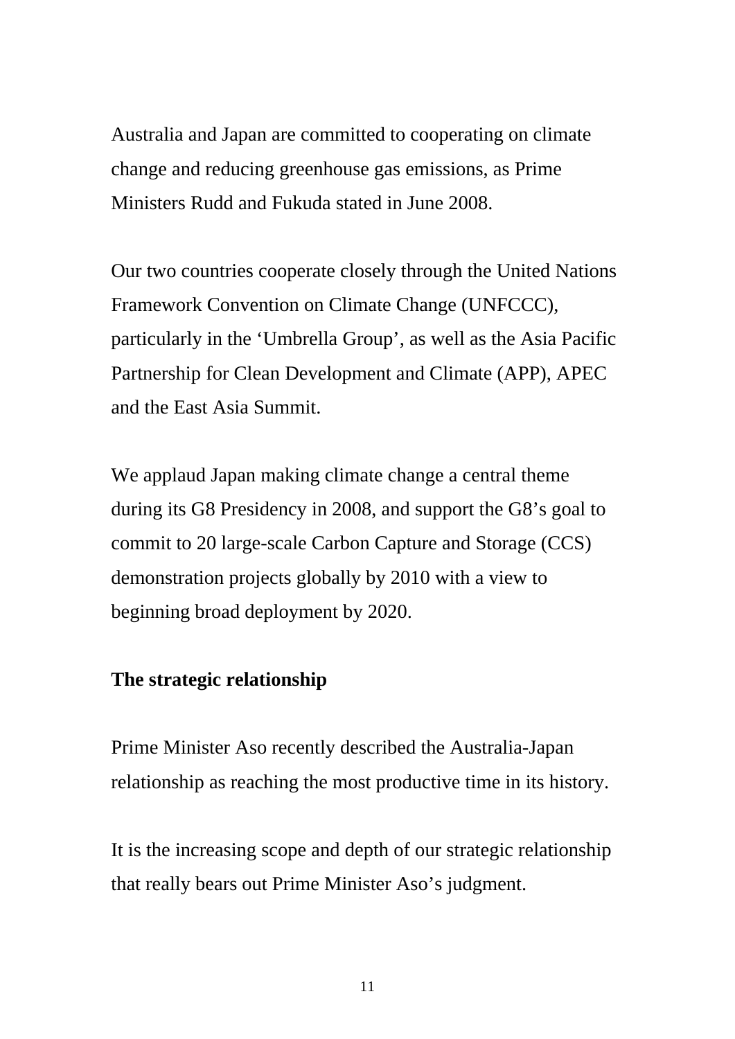Australia and Japan are committed to cooperating on climate change and reducing greenhouse gas emissions, as Prime Ministers Rudd and Fukuda stated in June 2008.

Our two countries cooperate closely through the United Nations Framework Convention on Climate Change (UNFCCC), particularly in the 'Umbrella Group', as well as the Asia Pacific Partnership for Clean Development and Climate (APP), APEC and the East Asia Summit.

We applaud Japan making climate change a central theme during its G8 Presidency in 2008, and support the G8's goal to commit to 20 large-scale Carbon Capture and Storage (CCS) demonstration projects globally by 2010 with a view to beginning broad deployment by 2020.

**The strategic relationship**

Prime Minister Aso recently described the Australia-Japan relationship as reaching the most productive time in its history.

It is the increasing scope and depth of our strategic relationship that really bears out Prime Minister Aso's judgment.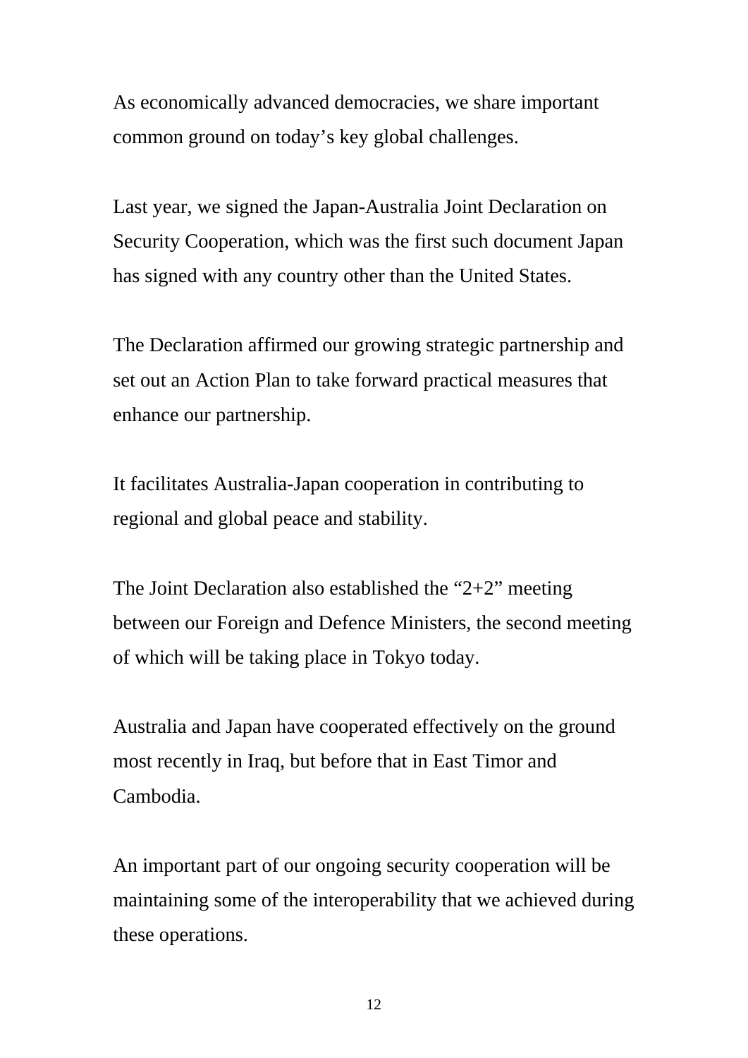As economically advanced democracies, we share important common ground on today's key global challenges.

Last year, we signed the Japan-Australia Joint Declaration on Security Cooperation, which was the first such document Japan has signed with any country other than the United States.

The Declaration affirmed our growing strategic partnership and set out an Action Plan to take forward practical measures that enhance our partnership.

It facilitates Australia-Japan cooperation in contributing to regional and global peace and stability.

The Joint Declaration also established the "2+2" meeting between our Foreign and Defence Ministers, the second meeting of which will be taking place in Tokyo today.

Australia and Japan have cooperated effectively on the ground most recently in Iraq, but before that in East Timor and Cambodia.

An important part of our ongoing security cooperation will be maintaining some of the interoperability that we achieved during these operations.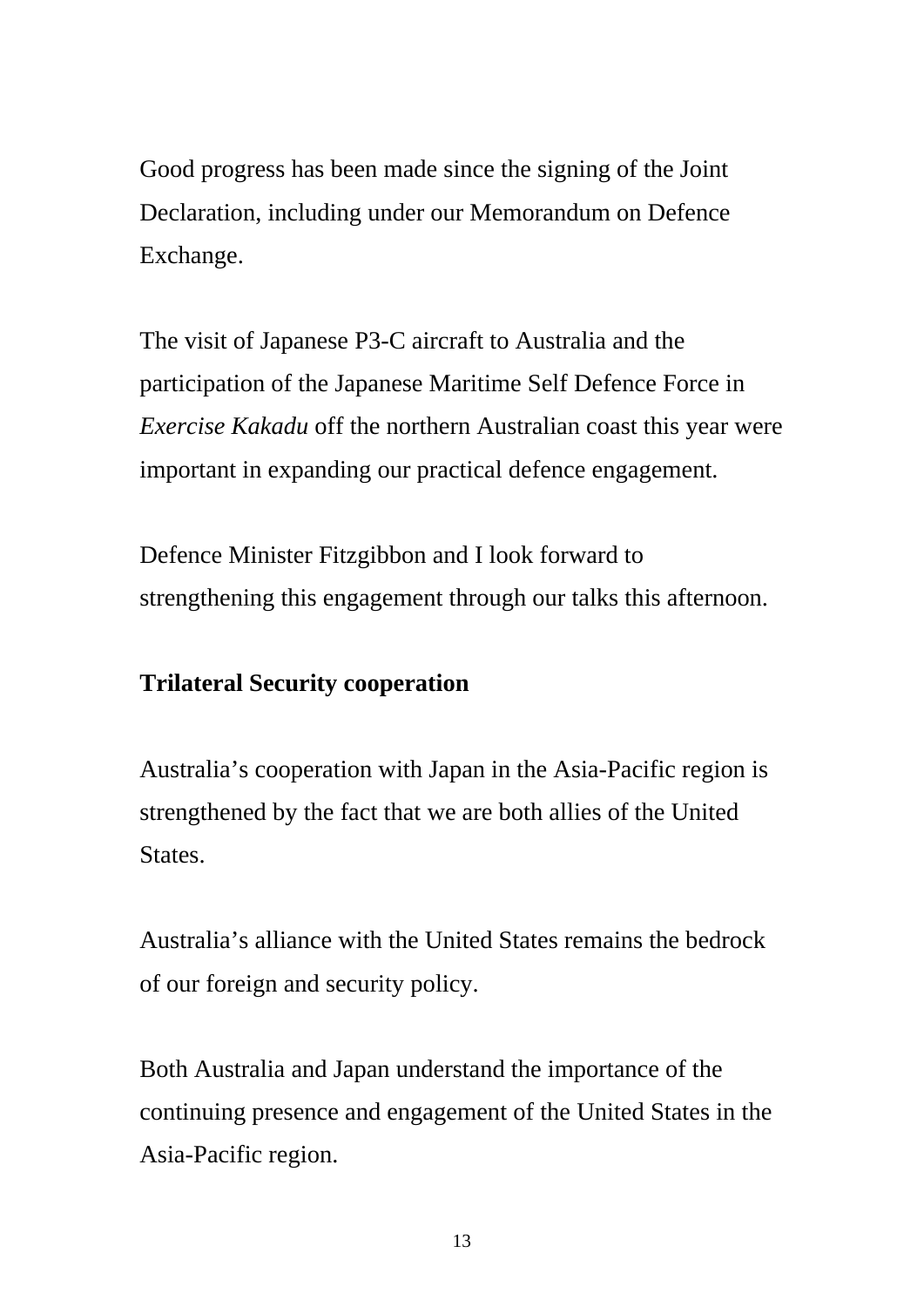Good progress has been made since the signing of the Joint Declaration, including under our Memorandum on Defence Exchange.

The visit of Japanese P3-C aircraft to Australia and the participation of the Japanese Maritime Self Defence Force in *Exercise Kakadu* off the northern Australian coast this year were important in expanding our practical defence engagement.

Defence Minister Fitzgibbon and I look forward to strengthening this engagement through our talks this afternoon.

**Trilateral Security cooperation**

Australia's cooperation with Japan in the Asia-Pacific region is strengthened by the fact that we are both allies of the United States.

Australia's alliance with the United States remains the bedrock of our foreign and security policy.

Both Australia and Japan understand the importance of the continuing presence and engagement of the United States in the Asia-Pacific region.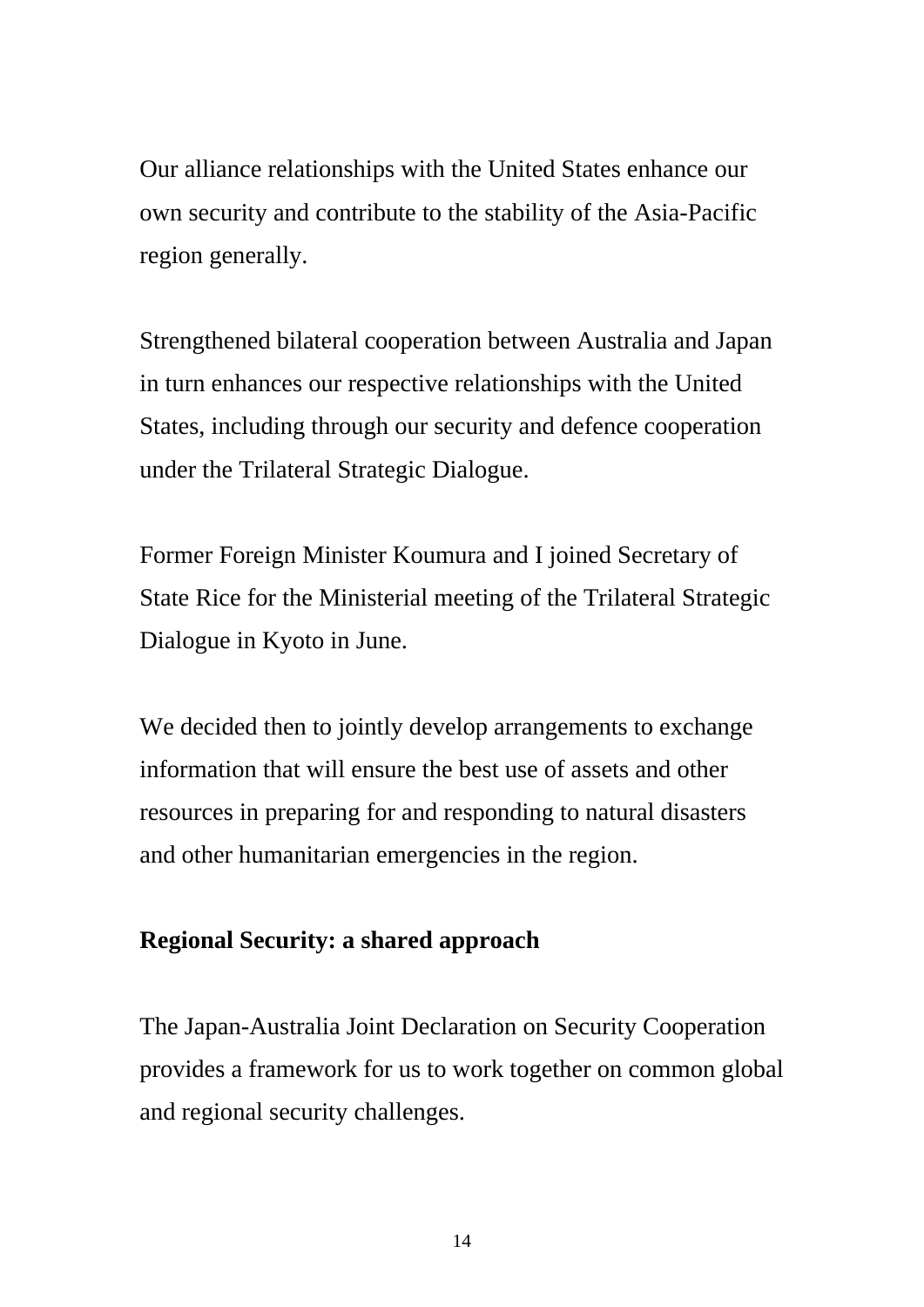Our alliance relationships with the United States enhance our own security and contribute to the stability of the Asia-Pacific region generally.

Strengthened bilateral cooperation between Australia and Japan in turn enhances our respective relationships with the United States, including through our security and defence cooperation under the Trilateral Strategic Dialogue.

Former Foreign Minister Koumura and I joined Secretary of State Rice for the Ministerial meeting of the Trilateral Strategic Dialogue in Kyoto in June.

We decided then to jointly develop arrangements to exchange information that will ensure the best use of assets and other resources in preparing for and responding to natural disasters and other humanitarian emergencies in the region.

**Regional Security: a shared approach**

The Japan-Australia Joint Declaration on Security Cooperation provides a framework for us to work together on common global and regional security challenges.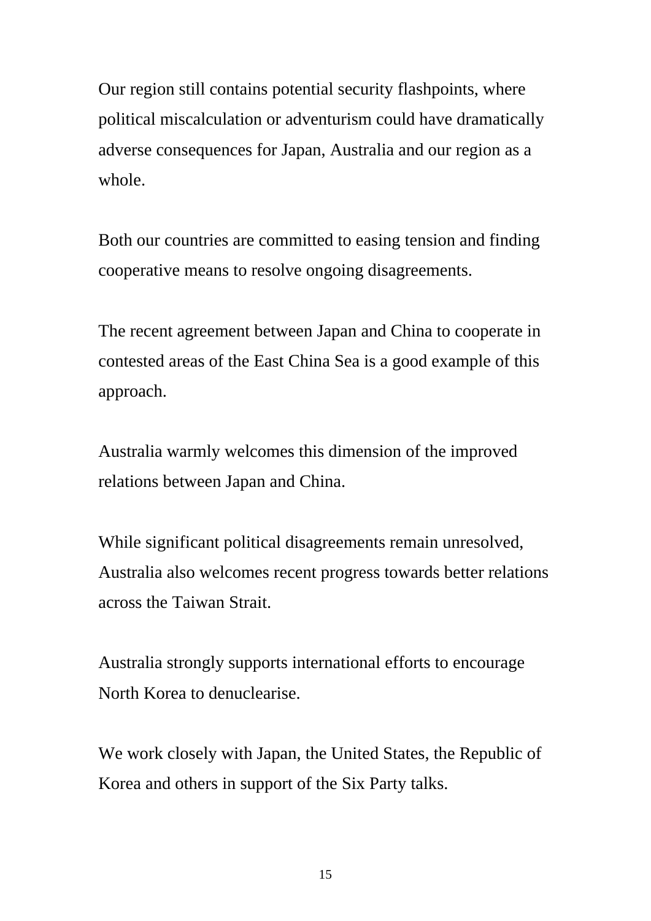Our region still contains potential security flashpoints, where political miscalculation or adventurism could have dramatically adverse consequences for Japan, Australia and our region as a whole.

Both our countries are committed to easing tension and finding cooperative means to resolve ongoing disagreements.

The recent agreement between Japan and China to cooperate in contested areas of the East China Sea is a good example of this approach.

Australia warmly welcomes this dimension of the improved relations between Japan and China.

While significant political disagreements remain unresolved, Australia also welcomes recent progress towards better relations across the Taiwan Strait.

Australia strongly supports international efforts to encourage North Korea to denuclearise.

We work closely with Japan, the United States, the Republic of Korea and others in support of the Six Party talks.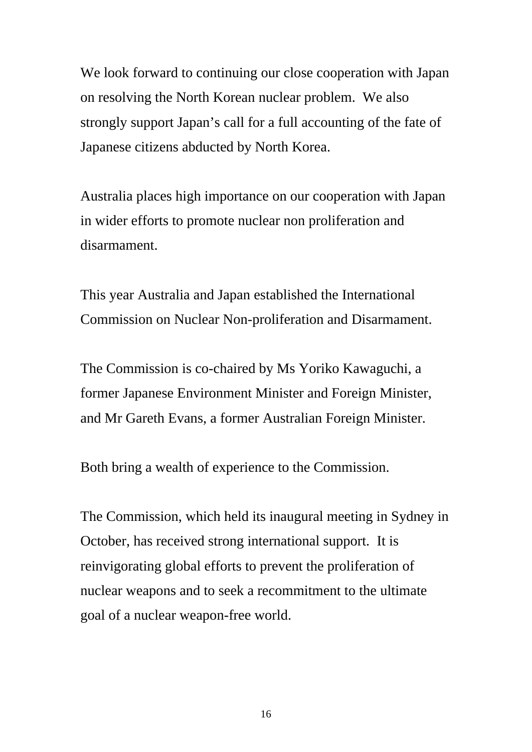We look forward to continuing our close cooperation with Japan on resolving the North Korean nuclear problem. We also strongly support Japan's call for a full accounting of the fate of Japanese citizens abducted by North Korea.

Australia places high importance on our cooperation with Japan in wider efforts to promote nuclear non proliferation and disarmament.

This year Australia and Japan established the International Commission on Nuclear Non-proliferation and Disarmament.

The Commission is co-chaired by Ms Yoriko Kawaguchi, a former Japanese Environment Minister and Foreign Minister, and Mr Gareth Evans, a former Australian Foreign Minister.

Both bring a wealth of experience to the Commission.

The Commission, which held its inaugural meeting in Sydney in October, has received strong international support. It is reinvigorating global efforts to prevent the proliferation of nuclear weapons and to seek a recommitment to the ultimate goal of a nuclear weapon-free world.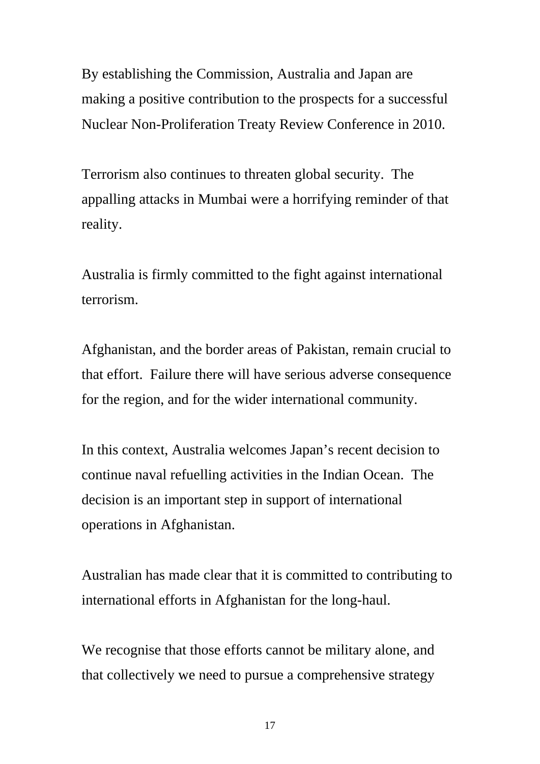By establishing the Commission, Australia and Japan are making a positive contribution to the prospects for a successful Nuclear Non-Proliferation Treaty Review Conference in 2010.

Terrorism also continues to threaten global security. The appalling attacks in Mumbai were a horrifying reminder of that reality.

Australia is firmly committed to the fight against international terrorism.

Afghanistan, and the border areas of Pakistan, remain crucial to that effort. Failure there will have serious adverse consequence for the region, and for the wider international community.

In this context, Australia welcomes Japan's recent decision to continue naval refuelling activities in the Indian Ocean. The decision is an important step in support of international operations in Afghanistan.

Australian has made clear that it is committed to contributing to international efforts in Afghanistan for the long-haul.

We recognise that those efforts cannot be military alone, and that collectively we need to pursue a comprehensive strategy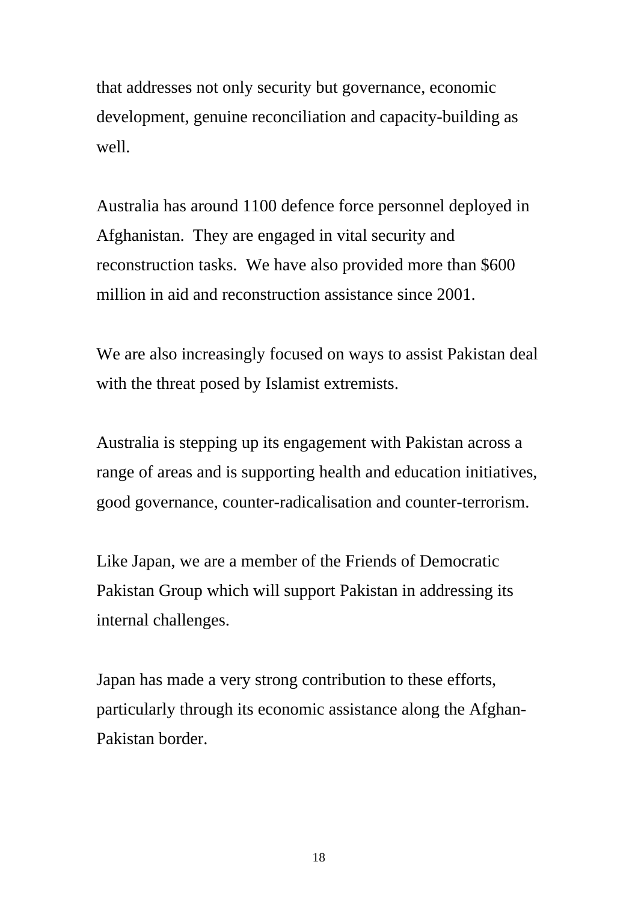that addresses not only security but governance, economic development, genuine reconciliation and capacity-building as well.

Australia has around 1100 defence force personnel deployed in Afghanistan. They are engaged in vital security and reconstruction tasks. We have also provided more than $600 million in aid and reconstruction assistance since 2001.

We are also increasingly focused on ways to assist Pakistan deal with the threat posed by Islamist extremists.

Australia is stepping up its engagement with Pakistan across a range of areas and is supporting health and education initiatives, good governance, counter-radicalisation and counter-terrorism.

Like Japan, we are a member of the Friends of Democratic Pakistan Group which will support Pakistan in addressing its internal challenges.

Japan has made a very strong contribution to these efforts, particularly through its economic assistance along the Afghan-Pakistan border.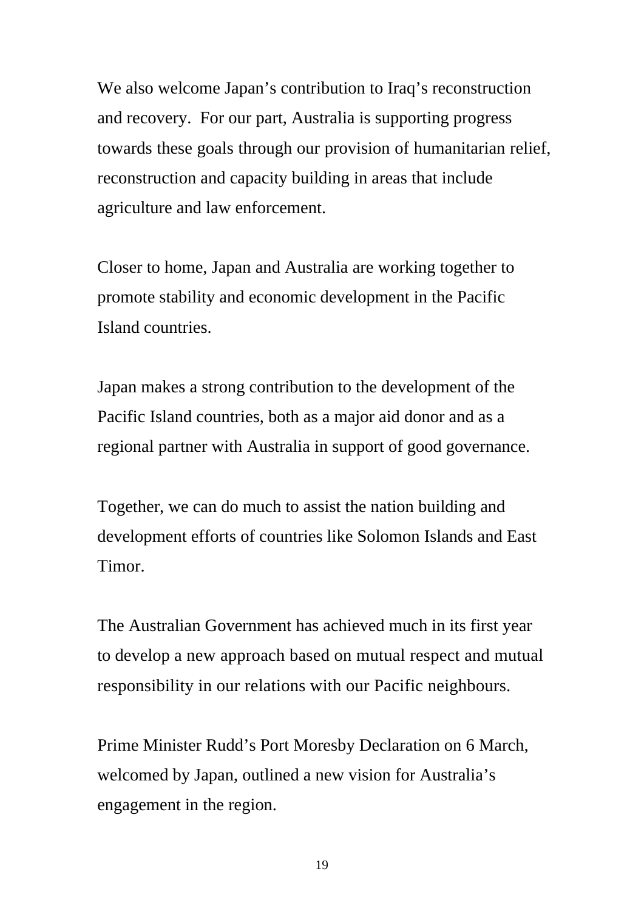We also welcome Japan's contribution to Iraq's reconstruction and recovery.  For our part, Australia is supporting progress towards these goals through our provision of humanitarian relief, reconstruction and capacity building in areas that include agriculture and law enforcement.

Closer to home, Japan and Australia are working together to promote stability and economic development in the Pacific Island countries.

Japan makes a strong contribution to the development of the Pacific Island countries, both as a major aid donor and as a regional partner with Australia in support of good governance.

Together, we can do much to assist the nation building and development efforts of countries like Solomon Islands and East Timor.

The Australian Government has achieved much in its first year to develop a new approach based on mutual respect and mutual responsibility in our relations with our Pacific neighbours.

Prime Minister Rudd's Port Moresby Declaration on 6 March, welcomed by Japan, outlined a new vision for Australia's engagement in the region.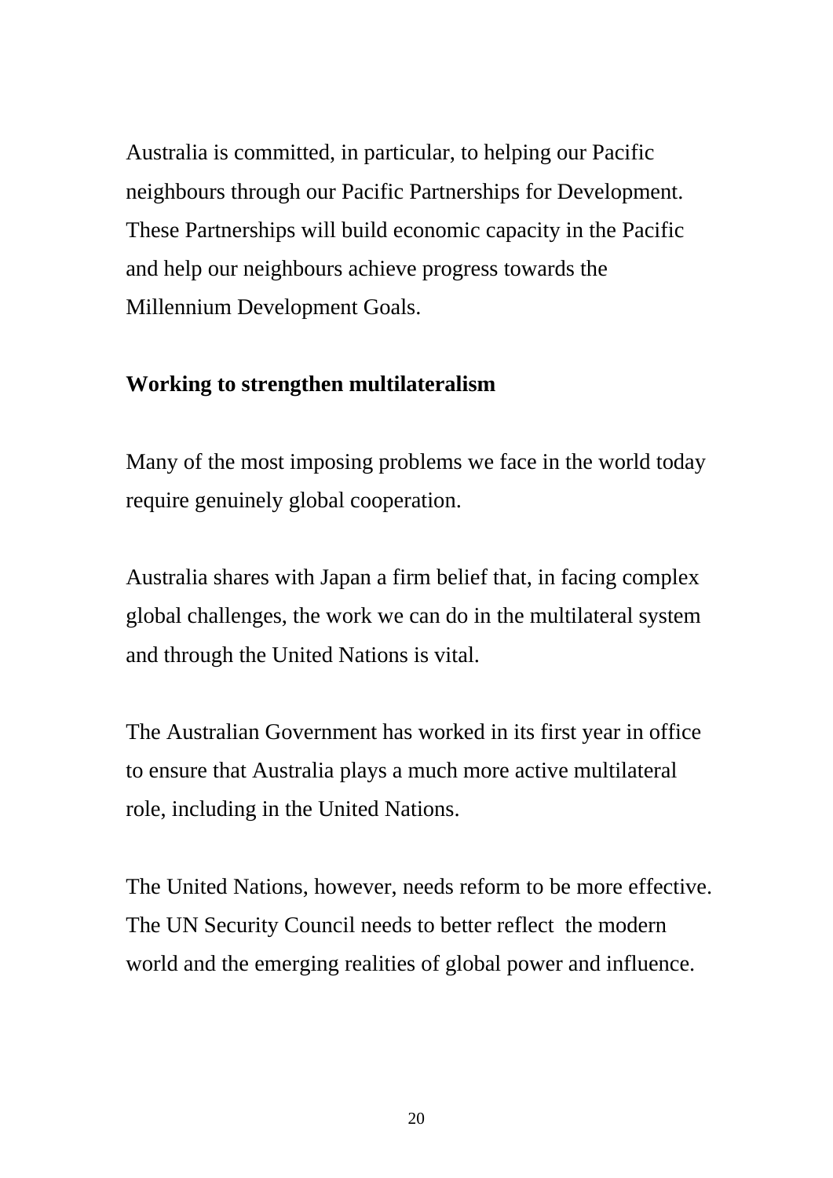Australia is committed, in particular, to helping our Pacific neighbours through our Pacific Partnerships for Development. These Partnerships will build economic capacity in the Pacific and help our neighbours achieve progress towards the Millennium Development Goals.

**Working to strengthen multilateralism**

Many of the most imposing problems we face in the world today require genuinely global cooperation.

Australia shares with Japan a firm belief that, in facing complex global challenges, the work we can do in the multilateral system and through the United Nations is vital.

The Australian Government has worked in its first year in office to ensure that Australia plays a much more active multilateral role, including in the United Nations.

The United Nations, however, needs reform to be more effective. The UN Security Council needs to better reflect the modern world and the emerging realities of global power and influence.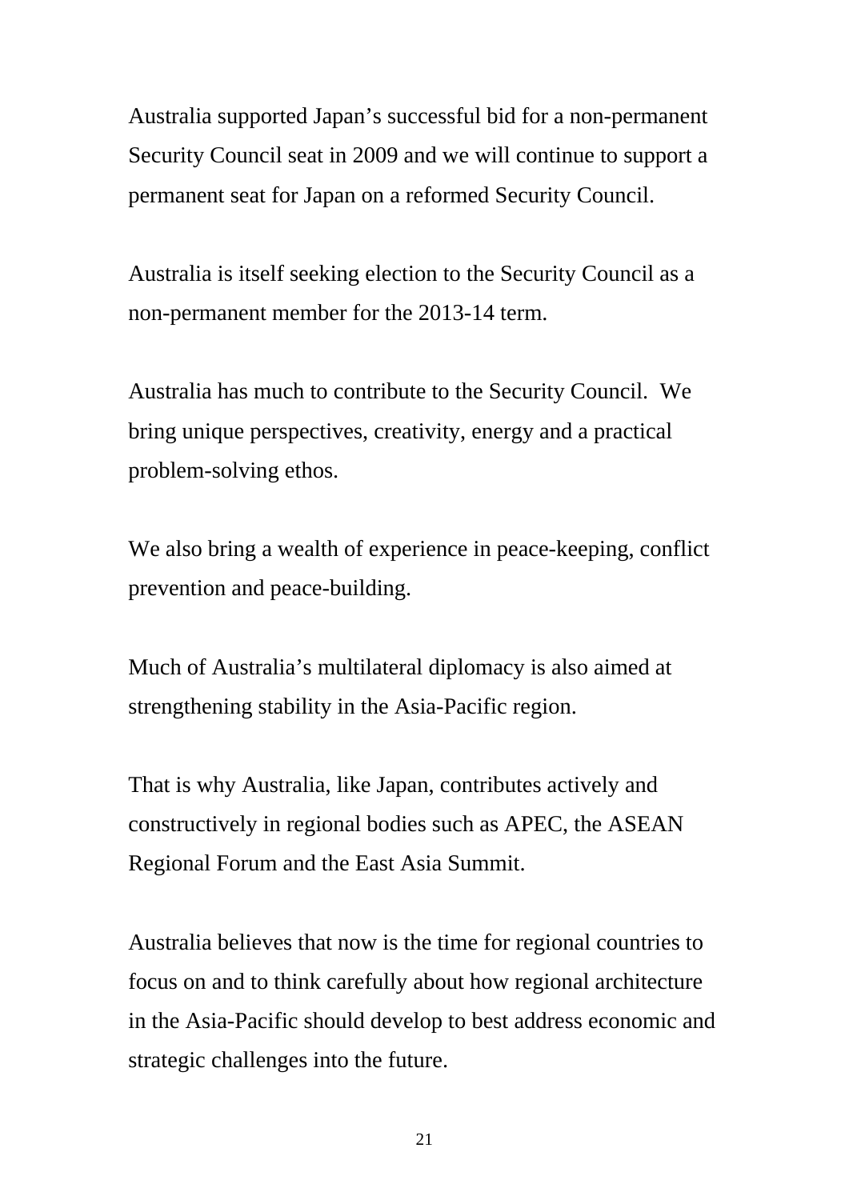Australia supported Japan's successful bid for a non-permanent Security Council seat in 2009 and we will continue to support a permanent seat for Japan on a reformed Security Council.

Australia is itself seeking election to the Security Council as a non-permanent member for the 2013-14 term.

Australia has much to contribute to the Security Council. We bring unique perspectives, creativity, energy and a practical problem-solving ethos.

We also bring a wealth of experience in peace-keeping, conflict prevention and peace-building.

Much of Australia's multilateral diplomacy is also aimed at strengthening stability in the Asia-Pacific region.

That is why Australia, like Japan, contributes actively and constructively in regional bodies such as APEC, the ASEAN Regional Forum and the East Asia Summit.

Australia believes that now is the time for regional countries to focus on and to think carefully about how regional architecture in the Asia-Pacific should develop to best address economic and strategic challenges into the future.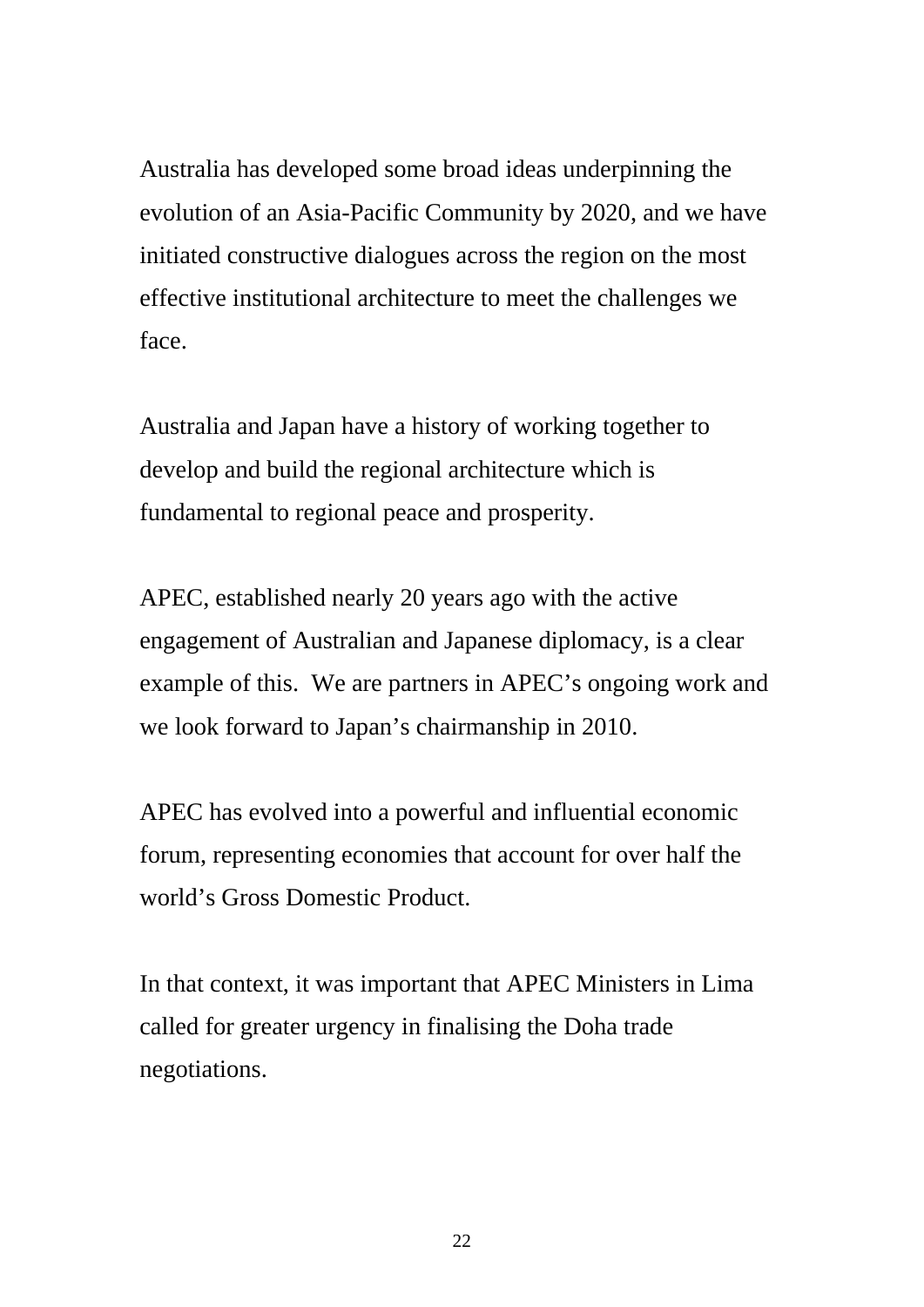Australia has developed some broad ideas underpinning the evolution of an Asia-Pacific Community by 2020, and we have initiated constructive dialogues across the region on the most effective institutional architecture to meet the challenges we face.

Australia and Japan have a history of working together to develop and build the regional architecture which is fundamental to regional peace and prosperity.

APEC, established nearly 20 years ago with the active engagement of Australian and Japanese diplomacy, is a clear example of this.  We are partners in APEC's ongoing work and we look forward to Japan's chairmanship in 2010.

APEC has evolved into a powerful and influential economic forum, representing economies that account for over half the world's Gross Domestic Product.

In that context, it was important that APEC Ministers in Lima called for greater urgency in finalising the Doha trade negotiations.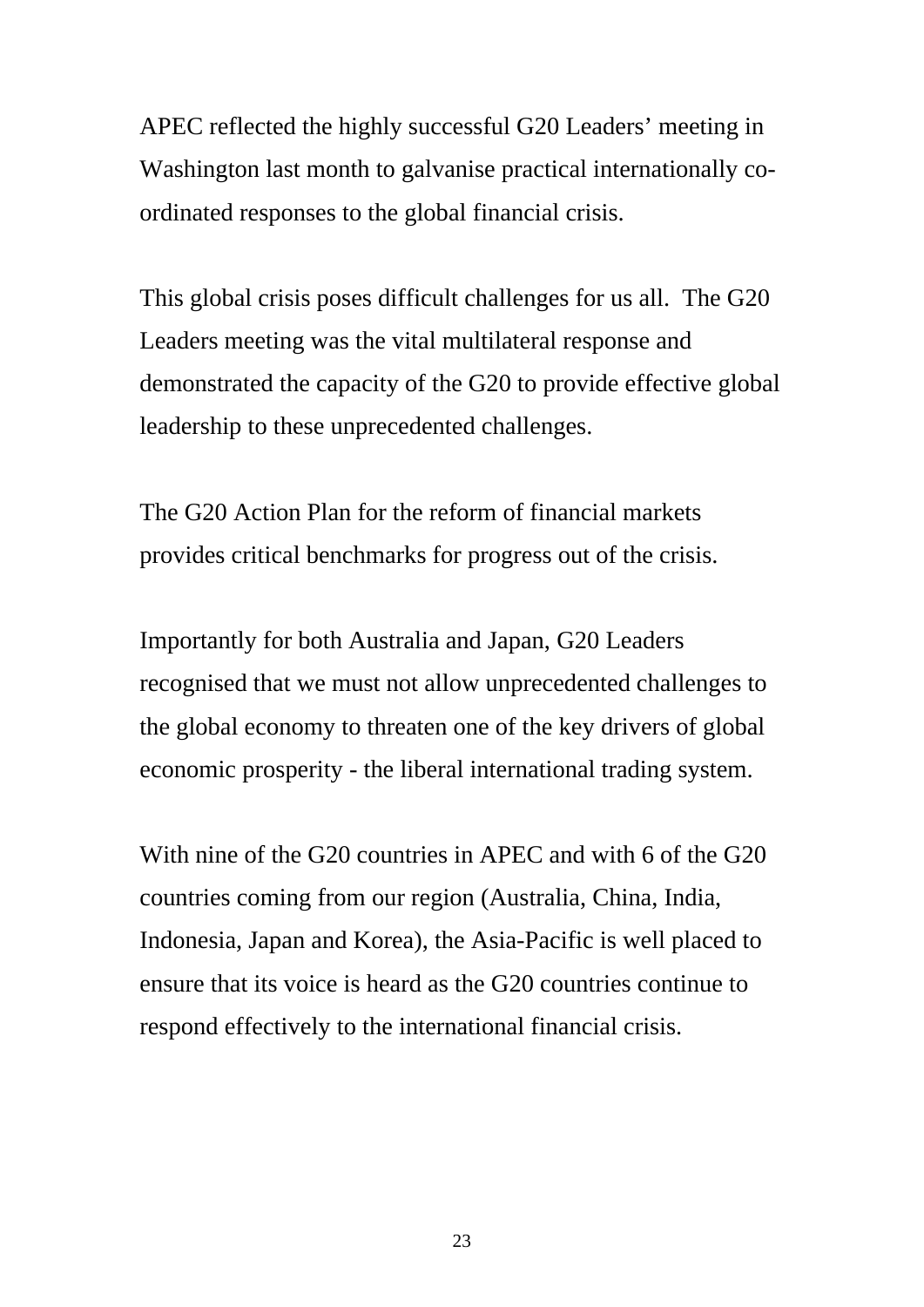APEC reflected the highly successful G20 Leaders' meeting in Washington last month to galvanise practical internationally co-ordinated responses to the global financial crisis.

This global crisis poses difficult challenges for us all. The G20 Leaders meeting was the vital multilateral response and demonstrated the capacity of the G20 to provide effective global leadership to these unprecedented challenges.

The G20 Action Plan for the reform of financial markets provides critical benchmarks for progress out of the crisis.

Importantly for both Australia and Japan, G20 Leaders recognised that we must not allow unprecedented challenges to the global economy to threaten one of the key drivers of global economic prosperity - the liberal international trading system.

With nine of the G20 countries in APEC and with 6 of the G20 countries coming from our region (Australia, China, India, Indonesia, Japan and Korea), the Asia-Pacific is well placed to ensure that its voice is heard as the G20 countries continue to respond effectively to the international financial crisis.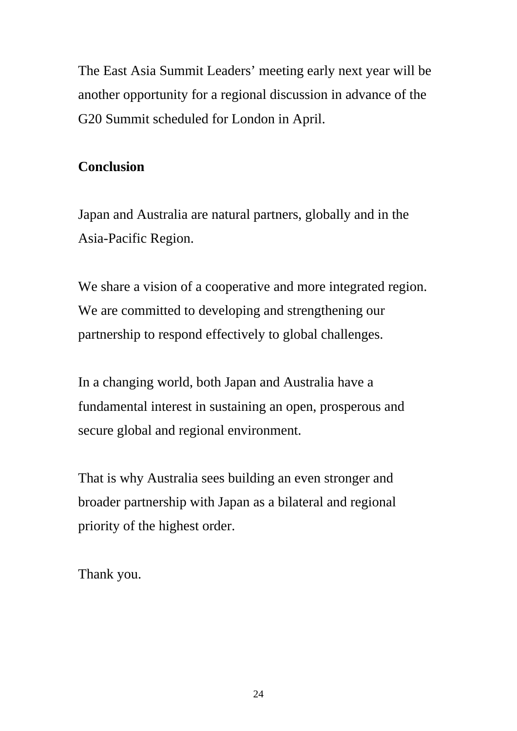The East Asia Summit Leaders' meeting early next year will be another opportunity for a regional discussion in advance of the G20 Summit scheduled for London in April.

## Conclusion

Japan and Australia are natural partners, globally and in the Asia-Pacific Region.

We share a vision of a cooperative and more integrated region. We are committed to developing and strengthening our partnership to respond effectively to global challenges.

In a changing world, both Japan and Australia have a fundamental interest in sustaining an open, prosperous and secure global and regional environment.

That is why Australia sees building an even stronger and broader partnership with Japan as a bilateral and regional priority of the highest order.

Thank you.